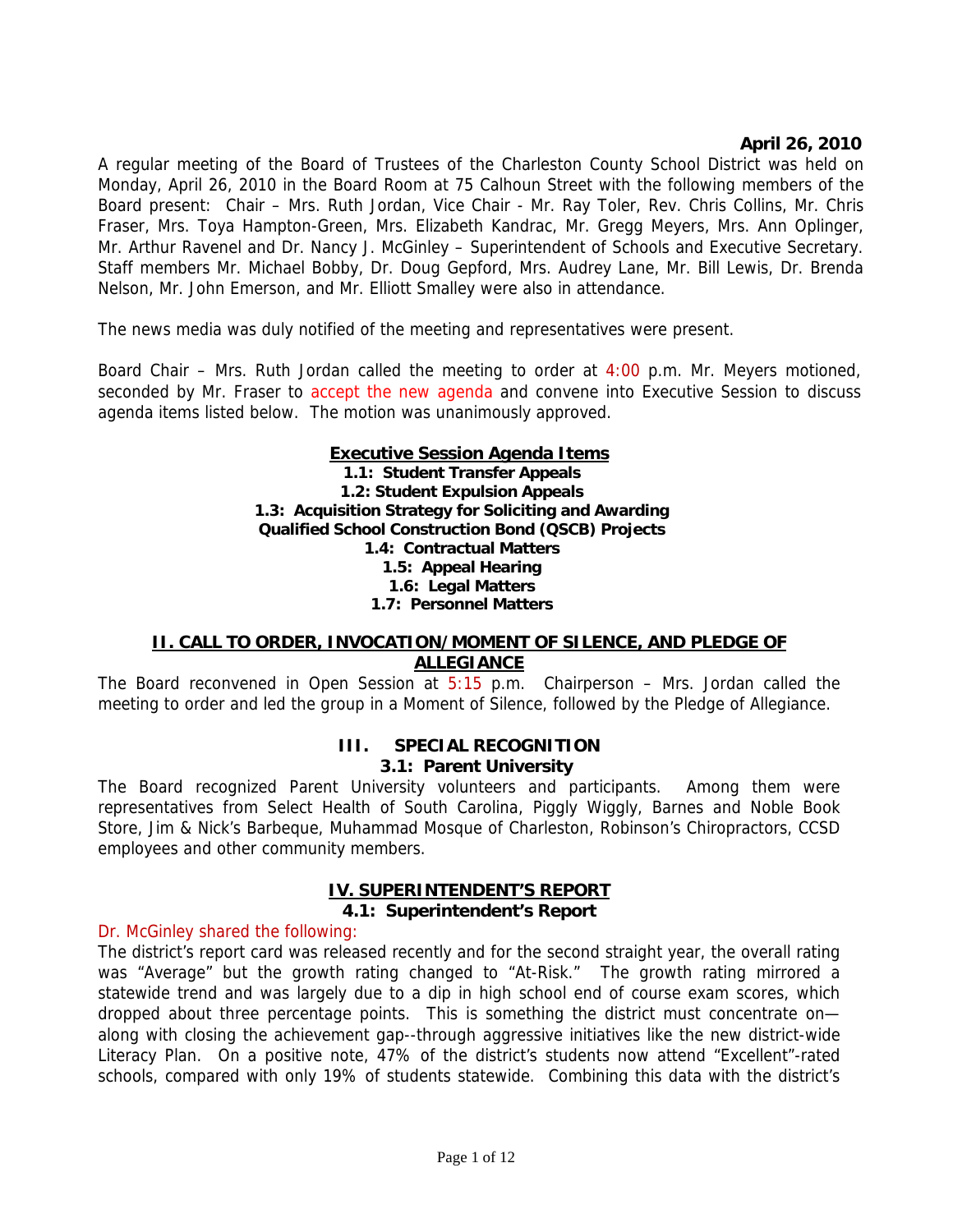**April 26, 2010**

A regular meeting of the Board of Trustees of the Charleston County School District was held on Monday, April 26, 2010 in the Board Room at 75 Calhoun Street with the following members of the Board present: Chair – Mrs. Ruth Jordan, Vice Chair - Mr. Ray Toler, Rev. Chris Collins, Mr. Chris Fraser, Mrs. Toya Hampton-Green, Mrs. Elizabeth Kandrac, Mr. Gregg Meyers, Mrs. Ann Oplinger, Mr. Arthur Ravenel and Dr. Nancy J. McGinley – Superintendent of Schools and Executive Secretary. Staff members Mr. Michael Bobby, Dr. Doug Gepford, Mrs. Audrey Lane, Mr. Bill Lewis, Dr. Brenda Nelson, Mr. John Emerson, and Mr. Elliott Smalley were also in attendance.

The news media was duly notified of the meeting and representatives were present.

Board Chair – Mrs. Ruth Jordan called the meeting to order at 4:00 p.m. Mr. Meyers motioned, seconded by Mr. Fraser to accept the new agenda and convene into Executive Session to discuss agenda items listed below. The motion was unanimously approved.

**Executive Session Agenda Items**

**1.1: Student Transfer Appeals**
**1.2: Student Expulsion Appeals**
**1.3: Acquisition Strategy for Soliciting and Awarding Qualified School Construction Bond (QSCB) Projects**
**1.4: Contractual Matters**
**1.5: Appeal Hearing**
**1.6: Legal Matters**
**1.7: Personnel Matters**

## II. CALL TO ORDER, INVOCATION/MOMENT OF SILENCE, AND PLEDGE OF ALLEGIANCE

The Board reconvened in Open Session at 5:15 p.m. Chairperson – Mrs. Jordan called the meeting to order and led the group in a Moment of Silence, followed by the Pledge of Allegiance.

## III. SPECIAL RECOGNITION

### 3.1: Parent University

The Board recognized Parent University volunteers and participants. Among them were representatives from Select Health of South Carolina, Piggly Wiggly, Barnes and Noble Book Store, Jim & Nick's Barbeque, Muhammad Mosque of Charleston, Robinson's Chiropractors, CCSD employees and other community members.

## IV. SUPERINTENDENT'S REPORT

### 4.1: Superintendent's Report

Dr. McGinley shared the following:

The district's report card was released recently and for the second straight year, the overall rating was "Average" but the growth rating changed to "At-Risk." The growth rating mirrored a statewide trend and was largely due to a dip in high school end of course exam scores, which dropped about three percentage points. This is something the district must concentrate on—along with closing the achievement gap--through aggressive initiatives like the new district-wide Literacy Plan. On a positive note, 47% of the district's students now attend "Excellent"-rated schools, compared with only 19% of students statewide. Combining this data with the district's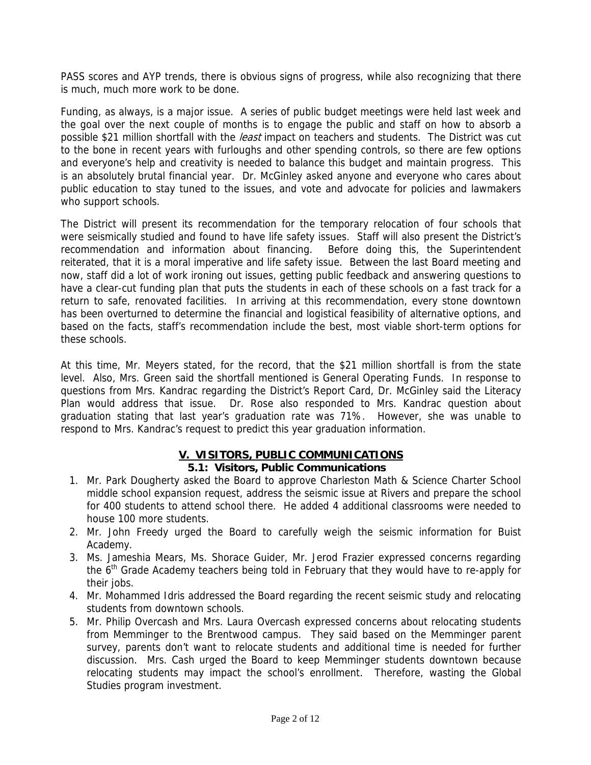PASS scores and AYP trends, there is obvious signs of progress, while also recognizing that there is much, much more work to be done.

Funding, as always, is a major issue. A series of public budget meetings were held last week and the goal over the next couple of months is to engage the public and staff on how to absorb a possible $21 million shortfall with the *least* impact on teachers and students. The District was cut to the bone in recent years with furloughs and other spending controls, so there are few options and everyone's help and creativity is needed to balance this budget and maintain progress. This is an absolutely brutal financial year. Dr. McGinley asked anyone and everyone who cares about public education to stay tuned to the issues, and vote and advocate for policies and lawmakers who support schools.

The District will present its recommendation for the temporary relocation of four schools that were seismically studied and found to have life safety issues. Staff will also present the District's recommendation and information about financing. Before doing this, the Superintendent reiterated, that it is a moral imperative and life safety issue. Between the last Board meeting and now, staff did a lot of work ironing out issues, getting public feedback and answering questions to have a clear-cut funding plan that puts the students in each of these schools on a fast track for a return to safe, renovated facilities. In arriving at this recommendation, every stone downtown has been overturned to determine the financial and logistical feasibility of alternative options, and based on the facts, staff's recommendation include the best, most viable short-term options for these schools.

At this time, Mr. Meyers stated, for the record, that the $21 million shortfall is from the state level. Also, Mrs. Green said the shortfall mentioned is General Operating Funds. In response to questions from Mrs. Kandrac regarding the District's Report Card, Dr. McGinley said the Literacy Plan would address that issue. Dr. Rose also responded to Mrs. Kandrac question about graduation stating that last year's graduation rate was 71%. However, she was unable to respond to Mrs. Kandrac's request to predict this year graduation information.

## V. VISITORS, PUBLIC COMMUNICATIONS

### 5.1: Visitors, Public Communications

1. Mr. Park Dougherty asked the Board to approve Charleston Math & Science Charter School middle school expansion request, address the seismic issue at Rivers and prepare the school for 400 students to attend school there. He added 4 additional classrooms were needed to house 100 more students.
2. Mr. John Freedy urged the Board to carefully weigh the seismic information for Buist Academy.
3. Ms. Jameshia Mears, Ms. Shorace Guider, Mr. Jerod Frazier expressed concerns regarding the 6th Grade Academy teachers being told in February that they would have to re-apply for their jobs.
4. Mr. Mohammed Idris addressed the Board regarding the recent seismic study and relocating students from downtown schools.
5. Mr. Philip Overcash and Mrs. Laura Overcash expressed concerns about relocating students from Memminger to the Brentwood campus. They said based on the Memminger parent survey, parents don't want to relocate students and additional time is needed for further discussion. Mrs. Cash urged the Board to keep Memminger students downtown because relocating students may impact the school's enrollment. Therefore, wasting the Global Studies program investment.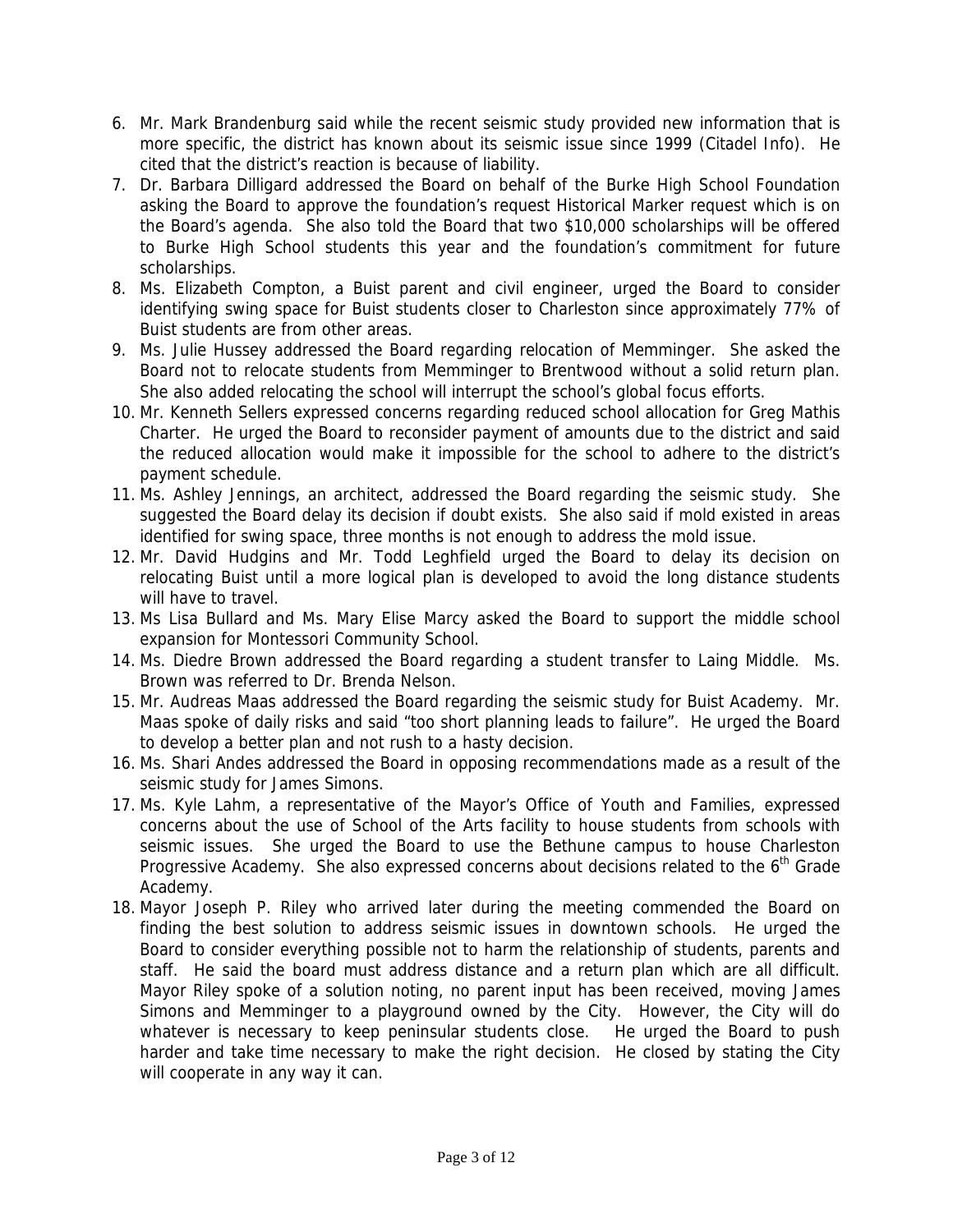6. Mr. Mark Brandenburg said while the recent seismic study provided new information that is more specific, the district has known about its seismic issue since 1999 (Citadel Info). He cited that the district's reaction is because of liability.
7. Dr. Barbara Dilligard addressed the Board on behalf of the Burke High School Foundation asking the Board to approve the foundation's request Historical Marker request which is on the Board's agenda. She also told the Board that two $10,000 scholarships will be offered to Burke High School students this year and the foundation's commitment for future scholarships.
8. Ms. Elizabeth Compton, a Buist parent and civil engineer, urged the Board to consider identifying swing space for Buist students closer to Charleston since approximately 77% of Buist students are from other areas.
9. Ms. Julie Hussey addressed the Board regarding relocation of Memminger. She asked the Board not to relocate students from Memminger to Brentwood without a solid return plan. She also added relocating the school will interrupt the school's global focus efforts.
10. Mr. Kenneth Sellers expressed concerns regarding reduced school allocation for Greg Mathis Charter. He urged the Board to reconsider payment of amounts due to the district and said the reduced allocation would make it impossible for the school to adhere to the district's payment schedule.
11. Ms. Ashley Jennings, an architect, addressed the Board regarding the seismic study. She suggested the Board delay its decision if doubt exists. She also said if mold existed in areas identified for swing space, three months is not enough to address the mold issue.
12. Mr. David Hudgins and Mr. Todd Leghfield urged the Board to delay its decision on relocating Buist until a more logical plan is developed to avoid the long distance students will have to travel.
13. Ms Lisa Bullard and Ms. Mary Elise Marcy asked the Board to support the middle school expansion for Montessori Community School.
14. Ms. Diedre Brown addressed the Board regarding a student transfer to Laing Middle. Ms. Brown was referred to Dr. Brenda Nelson.
15. Mr. Audreas Maas addressed the Board regarding the seismic study for Buist Academy. Mr. Maas spoke of daily risks and said "too short planning leads to failure". He urged the Board to develop a better plan and not rush to a hasty decision.
16. Ms. Shari Andes addressed the Board in opposing recommendations made as a result of the seismic study for James Simons.
17. Ms. Kyle Lahm, a representative of the Mayor's Office of Youth and Families, expressed concerns about the use of School of the Arts facility to house students from schools with seismic issues. She urged the Board to use the Bethune campus to house Charleston Progressive Academy. She also expressed concerns about decisions related to the 6th Grade Academy.
18. Mayor Joseph P. Riley who arrived later during the meeting commended the Board on finding the best solution to address seismic issues in downtown schools. He urged the Board to consider everything possible not to harm the relationship of students, parents and staff. He said the board must address distance and a return plan which are all difficult. Mayor Riley spoke of a solution noting, no parent input has been received, moving James Simons and Memminger to a playground owned by the City. However, the City will do whatever is necessary to keep peninsular students close. He urged the Board to push harder and take time necessary to make the right decision. He closed by stating the City will cooperate in any way it can.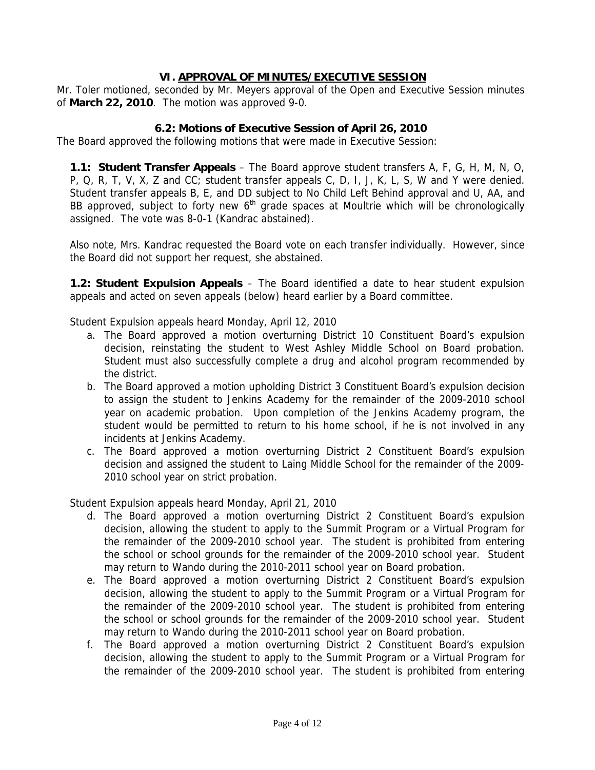## VI. APPROVAL OF MINUTES/EXECUTIVE SESSION

Mr. Toler motioned, seconded by Mr. Meyers approval of the Open and Executive Session minutes of **March 22, 2010**. The motion was approved 9-0.

### 6.2: Motions of Executive Session of April 26, 2010

The Board approved the following motions that were made in Executive Session:

**1.1: Student Transfer Appeals** – The Board approve student transfers A, F, G, H, M, N, O, P, Q, R, T, V, X, Z and CC; student transfer appeals C, D, I, J, K, L, S, W and Y were denied. Student transfer appeals B, E, and DD subject to No Child Left Behind approval and U, AA, and BB approved, subject to forty new 6th grade spaces at Moultrie which will be chronologically assigned. The vote was 8-0-1 (Kandrac abstained).

Also note, Mrs. Kandrac requested the Board vote on each transfer individually. However, since the Board did not support her request, she abstained.

**1.2: Student Expulsion Appeals** – The Board identified a date to hear student expulsion appeals and acted on seven appeals (below) heard earlier by a Board committee.

Student Expulsion appeals heard Monday, April 12, 2010

a. The Board approved a motion overturning District 10 Constituent Board's expulsion decision, reinstating the student to West Ashley Middle School on Board probation. Student must also successfully complete a drug and alcohol program recommended by the district.
b. The Board approved a motion upholding District 3 Constituent Board's expulsion decision to assign the student to Jenkins Academy for the remainder of the 2009-2010 school year on academic probation. Upon completion of the Jenkins Academy program, the student would be permitted to return to his home school, if he is not involved in any incidents at Jenkins Academy.
c. The Board approved a motion overturning District 2 Constituent Board's expulsion decision and assigned the student to Laing Middle School for the remainder of the 2009-2010 school year on strict probation.

Student Expulsion appeals heard Monday, April 21, 2010

d. The Board approved a motion overturning District 2 Constituent Board's expulsion decision, allowing the student to apply to the Summit Program or a Virtual Program for the remainder of the 2009-2010 school year. The student is prohibited from entering the school or school grounds for the remainder of the 2009-2010 school year. Student may return to Wando during the 2010-2011 school year on Board probation.
e. The Board approved a motion overturning District 2 Constituent Board's expulsion decision, allowing the student to apply to the Summit Program or a Virtual Program for the remainder of the 2009-2010 school year. The student is prohibited from entering the school or school grounds for the remainder of the 2009-2010 school year. Student may return to Wando during the 2010-2011 school year on Board probation.
f. The Board approved a motion overturning District 2 Constituent Board's expulsion decision, allowing the student to apply to the Summit Program or a Virtual Program for the remainder of the 2009-2010 school year. The student is prohibited from entering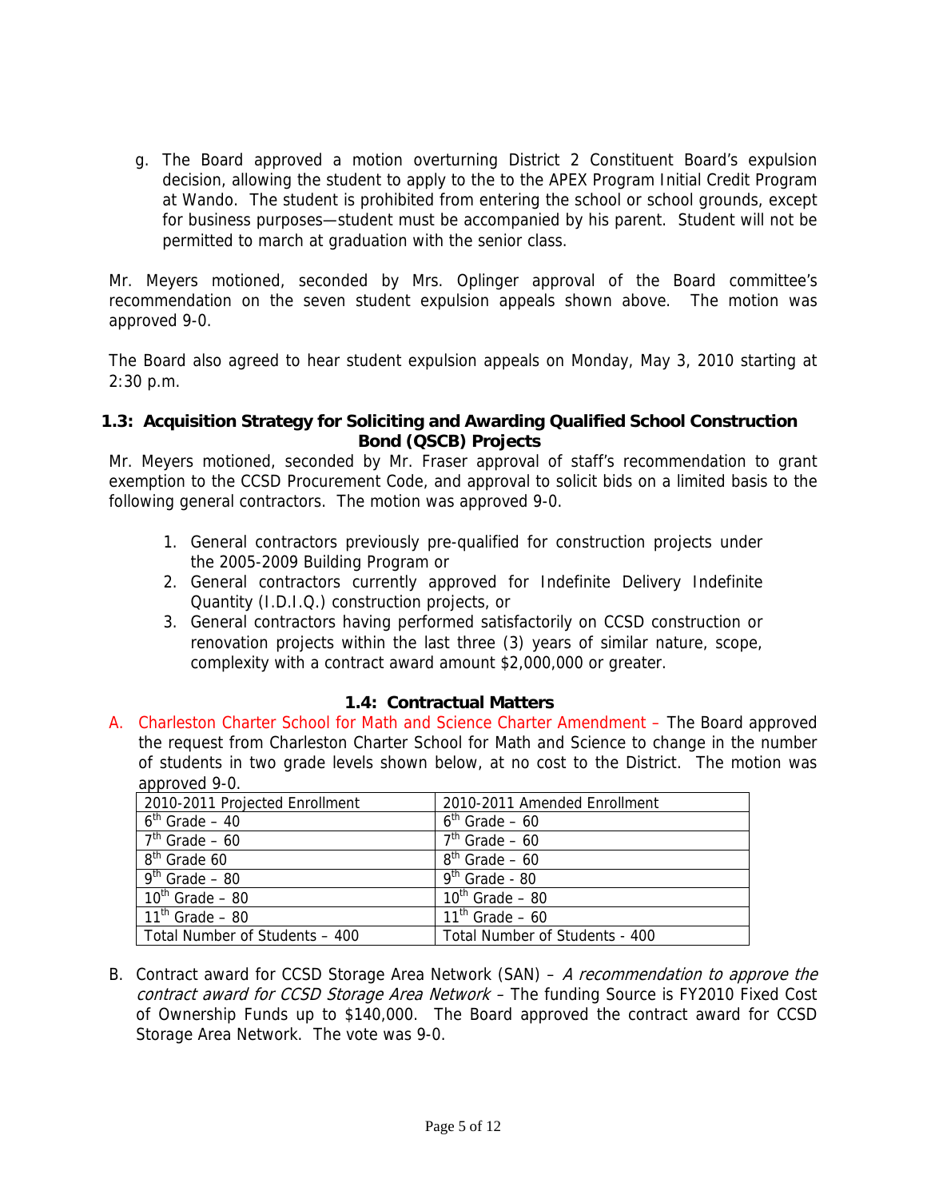g. The Board approved a motion overturning District 2 Constituent Board's expulsion decision, allowing the student to apply to the to the APEX Program Initial Credit Program at Wando. The student is prohibited from entering the school or school grounds, except for business purposes—student must be accompanied by his parent. Student will not be permitted to march at graduation with the senior class.

Mr. Meyers motioned, seconded by Mrs. Oplinger approval of the Board committee's recommendation on the seven student expulsion appeals shown above. The motion was approved 9-0.

The Board also agreed to hear student expulsion appeals on Monday, May 3, 2010 starting at 2:30 p.m.

### 1.3: Acquisition Strategy for Soliciting and Awarding Qualified School Construction Bond (QSCB) Projects

Mr. Meyers motioned, seconded by Mr. Fraser approval of staff's recommendation to grant exemption to the CCSD Procurement Code, and approval to solicit bids on a limited basis to the following general contractors. The motion was approved 9-0.

1. General contractors previously pre-qualified for construction projects under the 2005-2009 Building Program or
2. General contractors currently approved for Indefinite Delivery Indefinite Quantity (I.D.I.Q.) construction projects, or
3. General contractors having performed satisfactorily on CCSD construction or renovation projects within the last three (3) years of similar nature, scope, complexity with a contract award amount $2,000,000 or greater.

### 1.4: Contractual Matters

A. Charleston Charter School for Math and Science Charter Amendment – The Board approved the request from Charleston Charter School for Math and Science to change in the number of students in two grade levels shown below, at no cost to the District. The motion was approved 9-0.

| 2010-2011 Projected Enrollment | 2010-2011 Amended Enrollment |
|---|---|
| 6th Grade – 40 | 6th Grade – 60 |
| 7th Grade – 60 | 7th Grade – 60 |
| 8th Grade 60 | 8th Grade – 60 |
| 9th Grade – 80 | 9th Grade - 80 |
| 10th Grade – 80 | 10th Grade – 80 |
| 11th Grade – 80 | 11th Grade – 60 |
| Total Number of Students – 400 | Total Number of Students - 400 |

B. Contract award for CCSD Storage Area Network (SAN) – *A recommendation to approve the contract award for CCSD Storage Area Network* – The funding Source is FY2010 Fixed Cost of Ownership Funds up to $140,000. The Board approved the contract award for CCSD Storage Area Network. The vote was 9-0.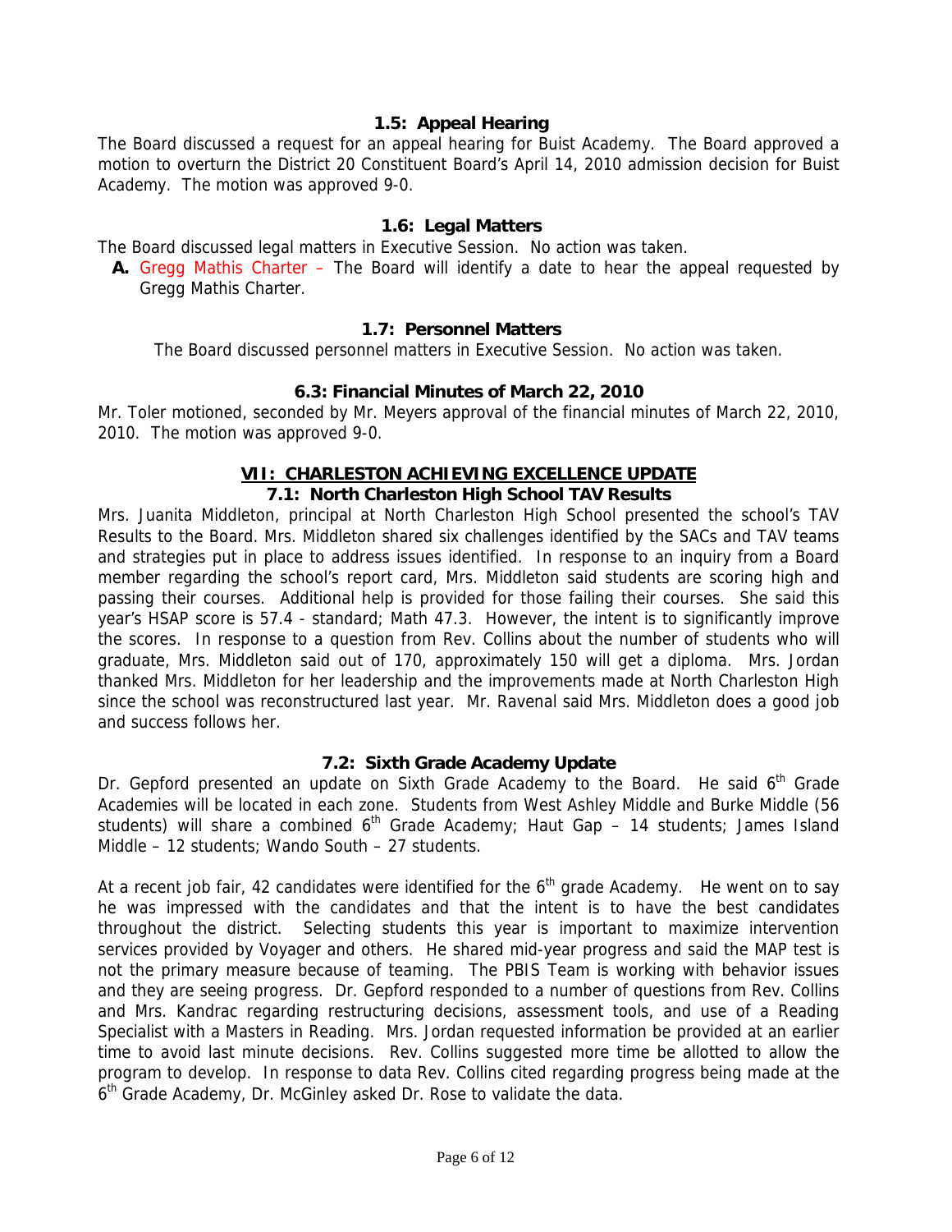### 1.5: Appeal Hearing

The Board discussed a request for an appeal hearing for Buist Academy. The Board approved a motion to overturn the District 20 Constituent Board's April 14, 2010 admission decision for Buist Academy. The motion was approved 9-0.

### 1.6: Legal Matters

The Board discussed legal matters in Executive Session. No action was taken.

**A.** Gregg Mathis Charter – The Board will identify a date to hear the appeal requested by Gregg Mathis Charter.

### 1.7: Personnel Matters

The Board discussed personnel matters in Executive Session. No action was taken.

### 6.3: Financial Minutes of March 22, 2010

Mr. Toler motioned, seconded by Mr. Meyers approval of the financial minutes of March 22, 2010, 2010. The motion was approved 9-0.

## VII: CHARLESTON ACHIEVING EXCELLENCE UPDATE

### 7.1: North Charleston High School TAV Results

Mrs. Juanita Middleton, principal at North Charleston High School presented the school's TAV Results to the Board. Mrs. Middleton shared six challenges identified by the SACs and TAV teams and strategies put in place to address issues identified. In response to an inquiry from a Board member regarding the school's report card, Mrs. Middleton said students are scoring high and passing their courses. Additional help is provided for those failing their courses. She said this year's HSAP score is 57.4 - standard; Math 47.3. However, the intent is to significantly improve the scores. In response to a question from Rev. Collins about the number of students who will graduate, Mrs. Middleton said out of 170, approximately 150 will get a diploma. Mrs. Jordan thanked Mrs. Middleton for her leadership and the improvements made at North Charleston High since the school was reconstructured last year. Mr. Ravenal said Mrs. Middleton does a good job and success follows her.

### 7.2: Sixth Grade Academy Update

Dr. Gepford presented an update on Sixth Grade Academy to the Board. He said 6th Grade Academies will be located in each zone. Students from West Ashley Middle and Burke Middle (56 students) will share a combined 6th Grade Academy; Haut Gap – 14 students; James Island Middle – 12 students; Wando South – 27 students.

At a recent job fair, 42 candidates were identified for the 6th grade Academy. He went on to say he was impressed with the candidates and that the intent is to have the best candidates throughout the district. Selecting students this year is important to maximize intervention services provided by Voyager and others. He shared mid-year progress and said the MAP test is not the primary measure because of teaming. The PBIS Team is working with behavior issues and they are seeing progress. Dr. Gepford responded to a number of questions from Rev. Collins and Mrs. Kandrac regarding restructuring decisions, assessment tools, and use of a Reading Specialist with a Masters in Reading. Mrs. Jordan requested information be provided at an earlier time to avoid last minute decisions. Rev. Collins suggested more time be allotted to allow the program to develop. In response to data Rev. Collins cited regarding progress being made at the 6th Grade Academy, Dr. McGinley asked Dr. Rose to validate the data.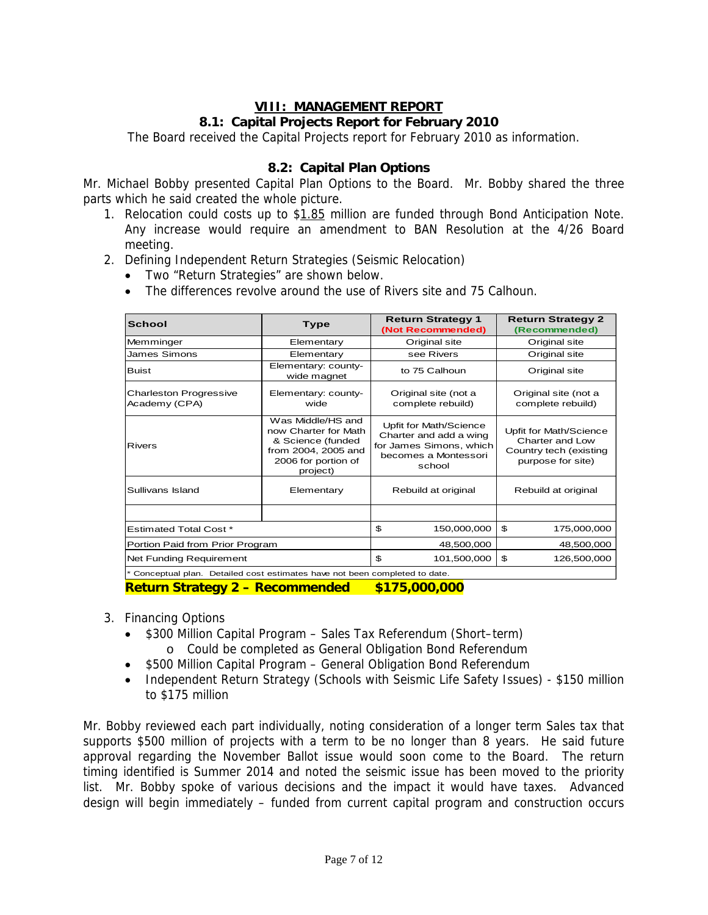## VIII: MANAGEMENT REPORT

### 8.1: Capital Projects Report for February 2010

The Board received the Capital Projects report for February 2010 as information.

### 8.2: Capital Plan Options

Mr. Michael Bobby presented Capital Plan Options to the Board. Mr. Bobby shared the three parts which he said created the whole picture.

1. Relocation could costs up to $1.85 million are funded through Bond Anticipation Note. Any increase would require an amendment to BAN Resolution at the 4/26 Board meeting.
2. Defining Independent Return Strategies (Seismic Relocation)
   - Two "Return Strategies" are shown below.
   - The differences revolve around the use of Rivers site and 75 Calhoun.

| School | Type | Return Strategy 1 (Not Recommended) | Return Strategy 2 (Recommended) |
|---|---|---|---|
| Memminger | Elementary | Original site | Original site |
| James Simons | Elementary | see Rivers | Original site |
| Buist | Elementary: county-wide magnet | to 75 Calhoun | Original site |
| Charleston Progressive Academy (CPA) | Elementary: county-wide | Original site (not a complete rebuild) | Original site (not a complete rebuild) |
| Rivers | Was Middle/HS and now Charter for Math & Science (funded from 2004, 2005 and 2006 for portion of project) | Upfit for Math/Science Charter and add a wing for James Simons, which becomes a Montessori school | Upfit for Math/Science Charter and Low Country tech (existing purpose for site) |
| Sullivans Island | Elementary | Rebuild at original | Rebuild at original |
| | | | |
| Estimated Total Cost * | | $ 150,000,000 | $ 175,000,000 |
| Portion Paid from Prior Program | | 48,500,000 | 48,500,000 |
| Net Funding Requirement | | $ 101,500,000 | $ 126,500,000 |
| * Conceptual plan. Detailed cost estimates have not been completed to date. | | | |

**Return Strategy 2 – Recommended $175,000,000**

3. Financing Options
   - $300 Million Capital Program – Sales Tax Referendum (Short–term)
     - Could be completed as General Obligation Bond Referendum
   - $500 Million Capital Program – General Obligation Bond Referendum
   - Independent Return Strategy (Schools with Seismic Life Safety Issues) - $150 million to $175 million

Mr. Bobby reviewed each part individually, noting consideration of a longer term Sales tax that supports $500 million of projects with a term to be no longer than 8 years. He said future approval regarding the November Ballot issue would soon come to the Board. The return timing identified is Summer 2014 and noted the seismic issue has been moved to the priority list. Mr. Bobby spoke of various decisions and the impact it would have taxes. Advanced design will begin immediately – funded from current capital program and construction occurs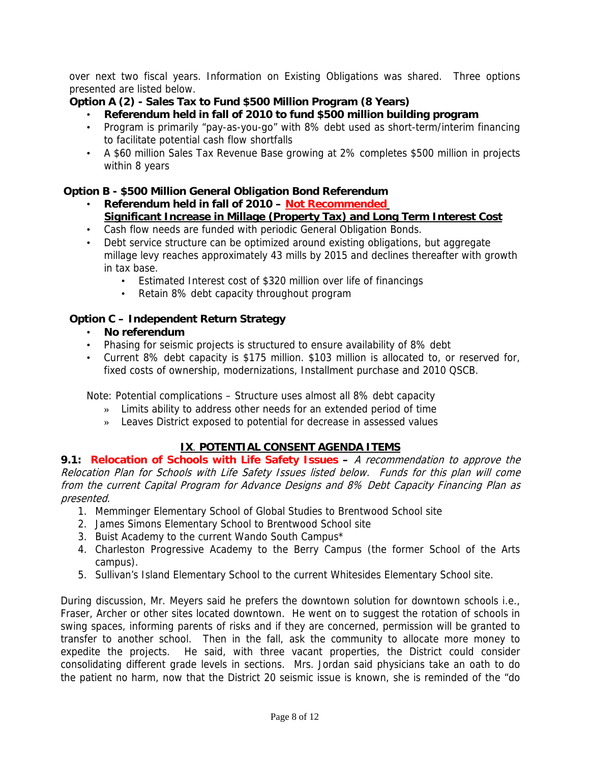over next two fiscal years. Information on Existing Obligations was shared. Three options presented are listed below.

**Option A (2) - Sales Tax to Fund $500 Million Program (8 Years)**

- **Referendum held in fall of 2010 to fund $500 million building program**
- Program is primarily "pay-as-you-go" with 8% debt used as short-term/interim financing to facilitate potential cash flow shortfalls
- A $60 million Sales Tax Revenue Base growing at 2% completes $500 million in projects within 8 years

**Option B - $500 Million General Obligation Bond Referendum**

- **Referendum held in fall of 2010 – <u>Not Recommended</u>**
  **<u>Significant Increase in Millage (Property Tax) and Long Term Interest Cost</u>**
- Cash flow needs are funded with periodic General Obligation Bonds.
- Debt service structure can be optimized around existing obligations, but aggregate millage levy reaches approximately 43 mills by 2015 and declines thereafter with growth in tax base.
  - Estimated Interest cost of $320 million over life of financings
  - Retain 8% debt capacity throughout program

**Option C – Independent Return Strategy**

- **No referendum**
- Phasing for seismic projects is structured to ensure availability of 8% debt
- Current 8% debt capacity is $175 million. $103 million is allocated to, or reserved for, fixed costs of ownership, modernizations, Installment purchase and 2010 QSCB.

Note: Potential complications – Structure uses almost all 8% debt capacity

» Limits ability to address other needs for an extended period of time

» Leaves District exposed to potential for decrease in assessed values

## IX. POTENTIAL CONSENT AGENDA ITEMS

**9.1: Relocation of Schools with Life Safety Issues –** *A recommendation to approve the Relocation Plan for Schools with Life Safety Issues listed below. Funds for this plan will come from the current Capital Program for Advance Designs and 8% Debt Capacity Financing Plan as presented.*

1. Memminger Elementary School of Global Studies to Brentwood School site
2. James Simons Elementary School to Brentwood School site
3. Buist Academy to the current Wando South Campus*
4. Charleston Progressive Academy to the Berry Campus (the former School of the Arts campus).
5. Sullivan's Island Elementary School to the current Whitesides Elementary School site.

During discussion, Mr. Meyers said he prefers the downtown solution for downtown schools i.e., Fraser, Archer or other sites located downtown. He went on to suggest the rotation of schools in swing spaces, informing parents of risks and if they are concerned, permission will be granted to transfer to another school. Then in the fall, ask the community to allocate more money to expedite the projects. He said, with three vacant properties, the District could consider consolidating different grade levels in sections. Mrs. Jordan said physicians take an oath to do the patient no harm, now that the District 20 seismic issue is known, she is reminded of the "do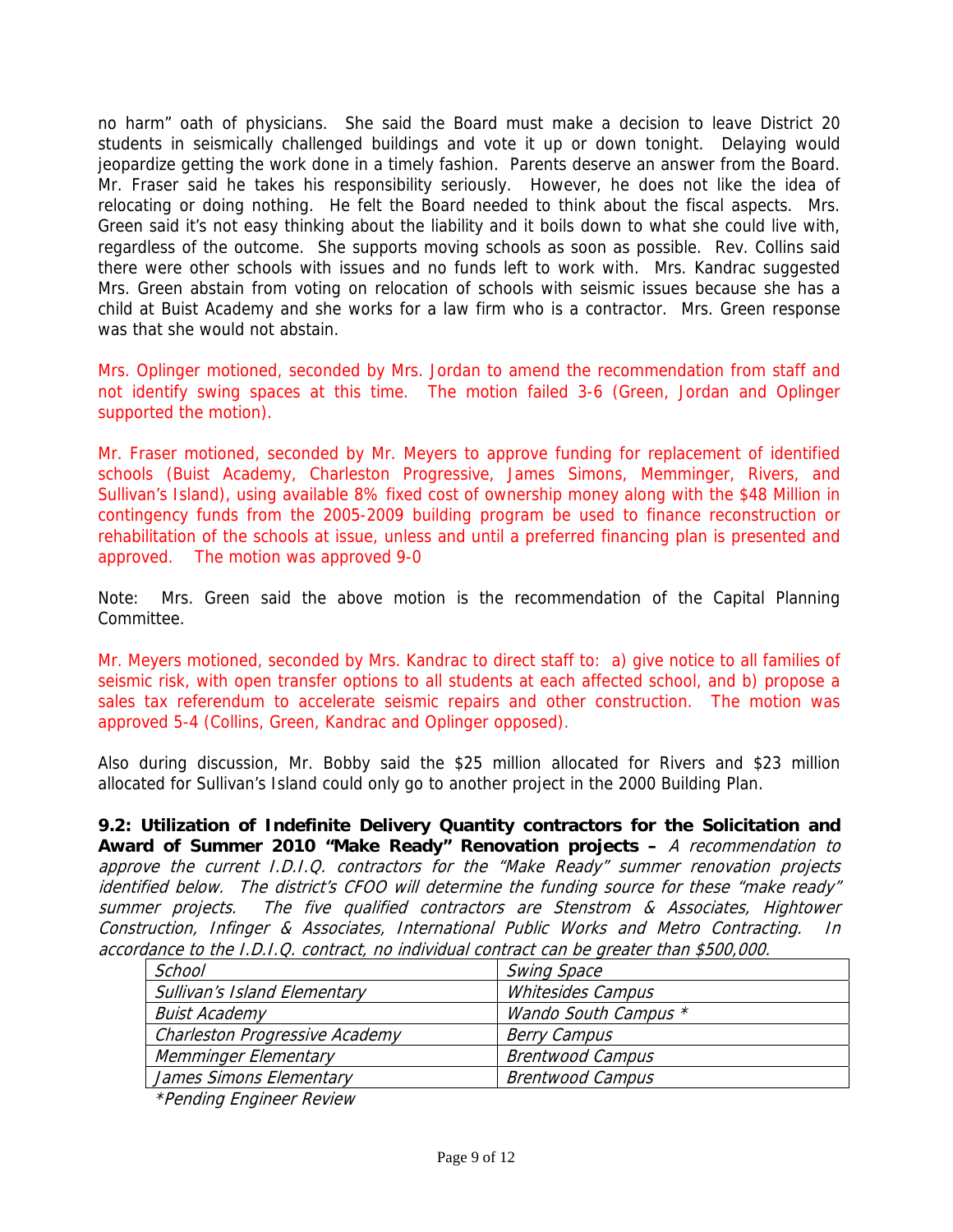no harm" oath of physicians. She said the Board must make a decision to leave District 20 students in seismically challenged buildings and vote it up or down tonight. Delaying would jeopardize getting the work done in a timely fashion. Parents deserve an answer from the Board. Mr. Fraser said he takes his responsibility seriously. However, he does not like the idea of relocating or doing nothing. He felt the Board needed to think about the fiscal aspects. Mrs. Green said it's not easy thinking about the liability and it boils down to what she could live with, regardless of the outcome. She supports moving schools as soon as possible. Rev. Collins said there were other schools with issues and no funds left to work with. Mrs. Kandrac suggested Mrs. Green abstain from voting on relocation of schools with seismic issues because she has a child at Buist Academy and she works for a law firm who is a contractor. Mrs. Green response was that she would not abstain.

Mrs. Oplinger motioned, seconded by Mrs. Jordan to amend the recommendation from staff and not identify swing spaces at this time. The motion failed 3-6 (Green, Jordan and Oplinger supported the motion).

Mr. Fraser motioned, seconded by Mr. Meyers to approve funding for replacement of identified schools (Buist Academy, Charleston Progressive, James Simons, Memminger, Rivers, and Sullivan's Island), using available 8% fixed cost of ownership money along with the $48 Million in contingency funds from the 2005-2009 building program be used to finance reconstruction or rehabilitation of the schools at issue, unless and until a preferred financing plan is presented and approved. The motion was approved 9-0

Note: Mrs. Green said the above motion is the recommendation of the Capital Planning Committee.

Mr. Meyers motioned, seconded by Mrs. Kandrac to direct staff to: a) give notice to all families of seismic risk, with open transfer options to all students at each affected school, and b) propose a sales tax referendum to accelerate seismic repairs and other construction. The motion was approved 5-4 (Collins, Green, Kandrac and Oplinger opposed).

Also during discussion, Mr. Bobby said the $25 million allocated for Rivers and $23 million allocated for Sullivan's Island could only go to another project in the 2000 Building Plan.

**9.2: Utilization of Indefinite Delivery Quantity contractors for the Solicitation and Award of Summer 2010 "Make Ready" Renovation projects –** *A recommendation to approve the current I.D.I.Q. contractors for the "Make Ready" summer renovation projects identified below. The district's CFOO will determine the funding source for these "make ready" summer projects. The five qualified contractors are Stenstrom & Associates, Hightower Construction, Infinger & Associates, International Public Works and Metro Contracting. In accordance to the I.D.I.Q. contract, no individual contract can be greater than $500,000.*

| *School* | *Swing Space* |
|---|---|
| *Sullivan's Island Elementary* | *Whitesides Campus* |
| *Buist Academy* | *Wando South Campus \** |
| *Charleston Progressive Academy* | *Berry Campus* |
| *Memminger Elementary* | *Brentwood Campus* |
| *James Simons Elementary* | *Brentwood Campus* |

*\*Pending Engineer Review*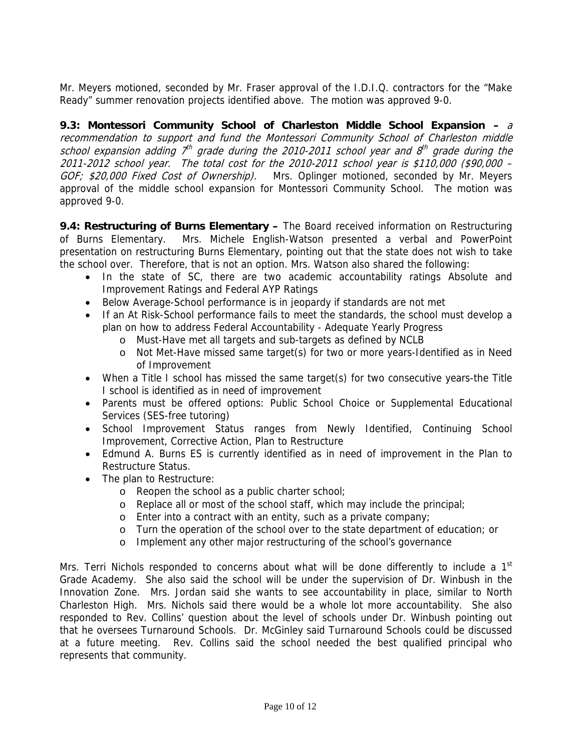Mr. Meyers motioned, seconded by Mr. Fraser approval of the I.D.I.Q. contractors for the "Make Ready" summer renovation projects identified above. The motion was approved 9-0.

**9.3: Montessori Community School of Charleston Middle School Expansion –** *a recommendation to support and fund the Montessori Community School of Charleston middle school expansion adding 7th grade during the 2010-2011 school year and 8th grade during the 2011-2012 school year. The total cost for the 2010-2011 school year is $110,000 ($90,000 – GOF; $20,000 Fixed Cost of Ownership).* Mrs. Oplinger motioned, seconded by Mr. Meyers approval of the middle school expansion for Montessori Community School. The motion was approved 9-0.

**9.4: Restructuring of Burns Elementary –** The Board received information on Restructuring of Burns Elementary. Mrs. Michele English-Watson presented a verbal and PowerPoint presentation on restructuring Burns Elementary, pointing out that the state does not wish to take the school over. Therefore, that is not an option. Mrs. Watson also shared the following:

- In the state of SC, there are two academic accountability ratings Absolute and Improvement Ratings and Federal AYP Ratings
- Below Average-School performance is in jeopardy if standards are not met
- If an At Risk-School performance fails to meet the standards, the school must develop a plan on how to address Federal Accountability - Adequate Yearly Progress
  - Must-Have met all targets and sub-targets as defined by NCLB
  - Not Met-Have missed same target(s) for two or more years-Identified as in Need of Improvement
- When a Title I school has missed the same target(s) for two consecutive years-the Title I school is identified as in need of improvement
- Parents must be offered options: Public School Choice or Supplemental Educational Services (SES-free tutoring)
- School Improvement Status ranges from Newly Identified, Continuing School Improvement, Corrective Action, Plan to Restructure
- Edmund A. Burns ES is currently identified as in need of improvement in the Plan to Restructure Status.
- The plan to Restructure:
  - Reopen the school as a public charter school;
  - Replace all or most of the school staff, which may include the principal;
  - Enter into a contract with an entity, such as a private company;
  - Turn the operation of the school over to the state department of education; or
  - Implement any other major restructuring of the school's governance

Mrs. Terri Nichols responded to concerns about what will be done differently to include a 1st Grade Academy. She also said the school will be under the supervision of Dr. Winbush in the Innovation Zone. Mrs. Jordan said she wants to see accountability in place, similar to North Charleston High. Mrs. Nichols said there would be a whole lot more accountability. She also responded to Rev. Collins' question about the level of schools under Dr. Winbush pointing out that he oversees Turnaround Schools. Dr. McGinley said Turnaround Schools could be discussed at a future meeting. Rev. Collins said the school needed the best qualified principal who represents that community.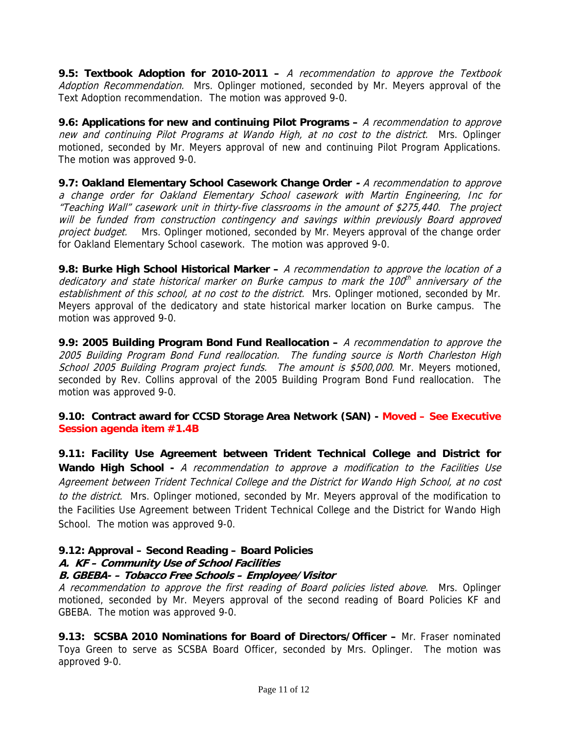**9.5: Textbook Adoption for 2010-2011 –** *A recommendation to approve the Textbook Adoption Recommendation.* Mrs. Oplinger motioned, seconded by Mr. Meyers approval of the Text Adoption recommendation. The motion was approved 9-0.

**9.6: Applications for new and continuing Pilot Programs –** *A recommendation to approve new and continuing Pilot Programs at Wando High, at no cost to the district.* Mrs. Oplinger motioned, seconded by Mr. Meyers approval of new and continuing Pilot Program Applications. The motion was approved 9-0.

**9.7: Oakland Elementary School Casework Change Order -** *A recommendation to approve a change order for Oakland Elementary School casework with Martin Engineering, Inc for "Teaching Wall" casework unit in thirty-five classrooms in the amount of $275,440. The project will be funded from construction contingency and savings within previously Board approved project budget.* Mrs. Oplinger motioned, seconded by Mr. Meyers approval of the change order for Oakland Elementary School casework. The motion was approved 9-0.

**9.8: Burke High School Historical Marker –** *A recommendation to approve the location of a dedicatory and state historical marker on Burke campus to mark the 100th anniversary of the establishment of this school, at no cost to the district.* Mrs. Oplinger motioned, seconded by Mr. Meyers approval of the dedicatory and state historical marker location on Burke campus. The motion was approved 9-0.

**9.9: 2005 Building Program Bond Fund Reallocation –** *A recommendation to approve the 2005 Building Program Bond Fund reallocation. The funding source is North Charleston High School 2005 Building Program project funds. The amount is $500,000.* Mr. Meyers motioned, seconded by Rev. Collins approval of the 2005 Building Program Bond Fund reallocation. The motion was approved 9-0.

**9.10: Contract award for CCSD Storage Area Network (SAN) - Moved – See Executive Session agenda item #1.4B**

**9.11: Facility Use Agreement between Trident Technical College and District for Wando High School -** *A recommendation to approve a modification to the Facilities Use Agreement between Trident Technical College and the District for Wando High School, at no cost to the district.* Mrs. Oplinger motioned, seconded by Mr. Meyers approval of the modification to the Facilities Use Agreement between Trident Technical College and the District for Wando High School. The motion was approved 9-0.

**9.12: Approval – Second Reading – Board Policies**
***A. KF – Community Use of School Facilities***
***B. GBEBA- – Tobacco Free Schools – Employee/Visitor***
*A recommendation to approve the first reading of Board policies listed above.* Mrs. Oplinger motioned, seconded by Mr. Meyers approval of the second reading of Board Policies KF and GBEBA. The motion was approved 9-0.

**9.13: SCSBA 2010 Nominations for Board of Directors/Officer –** Mr. Fraser nominated Toya Green to serve as SCSBA Board Officer, seconded by Mrs. Oplinger. The motion was approved 9-0.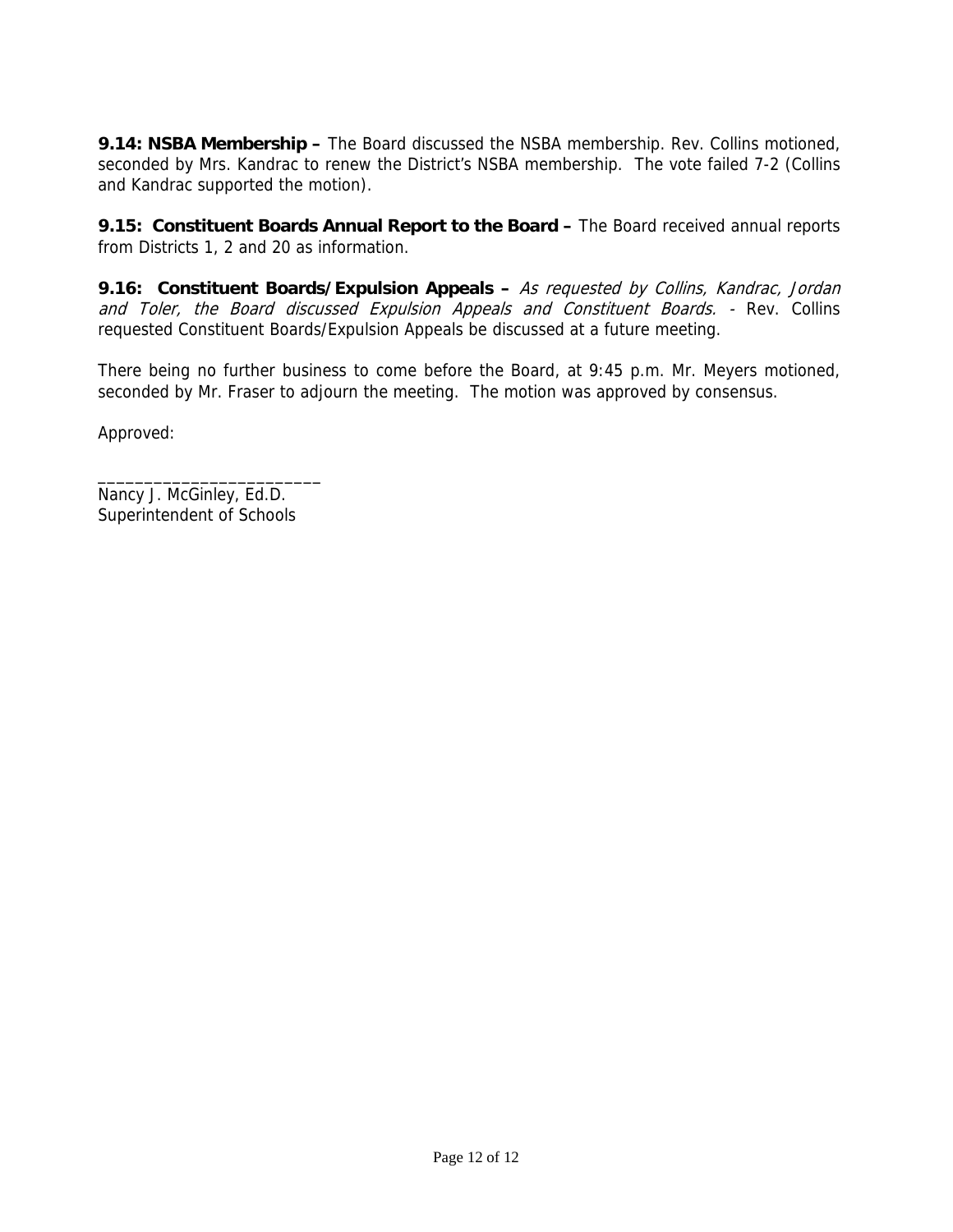**9.14: NSBA Membership –** The Board discussed the NSBA membership. Rev. Collins motioned, seconded by Mrs. Kandrac to renew the District's NSBA membership. The vote failed 7-2 (Collins and Kandrac supported the motion).

**9.15: Constituent Boards Annual Report to the Board –** The Board received annual reports from Districts 1, 2 and 20 as information.

**9.16: Constituent Boards/Expulsion Appeals –** *As requested by Collins, Kandrac, Jordan and Toler, the Board discussed Expulsion Appeals and Constituent Boards.* - Rev. Collins requested Constituent Boards/Expulsion Appeals be discussed at a future meeting.

There being no further business to come before the Board, at 9:45 p.m. Mr. Meyers motioned, seconded by Mr. Fraser to adjourn the meeting. The motion was approved by consensus.

Approved:

________________________

Nancy J. McGinley, Ed.D.
Superintendent of Schools